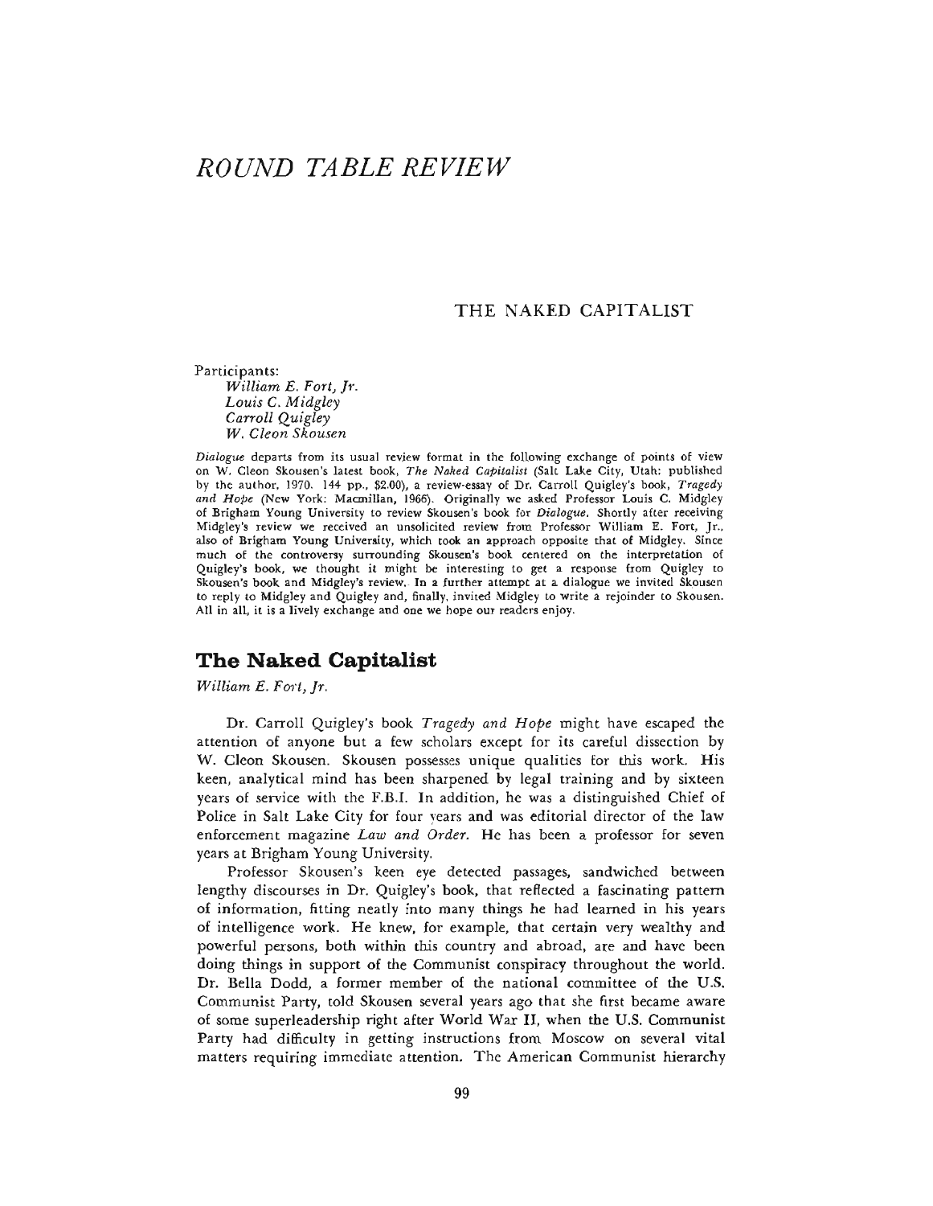# *ROUND TABLE REVIEW*

## THE NAKED CAPITALIST

Participants:
*William E. Fort, Jr.*
*Louis C. Midgley*
*Carroll Quigley*
*W. Cleon Skousen*

*Dialogue* departs from its usual review format in the following exchange of points of view on W. Cleon Skousen's latest book, *The Naked Capitalist* (Salt Lake City, Utah: published by the author, 1970. 144 pp., $2.00), a review-essay of Dr. Carroll Quigley's book, *Tragedy and Hope* (New York: Macmillan, 1966). Originally we asked Professor Louis C. Midgley of Brigham Young University to review Skousen's book for *Dialogue*. Shortly after receiving Midgley's review we received an unsolicited review from Professor William E. Fort, Jr., also of Brigham Young University, which took an approach opposite that of Midgley. Since much of the controversy surrounding Skousen's book centered on the interpretation of Quigley's book, we thought it might be interesting to get a response from Quigley to Skousen's book and Midgley's review. In a further attempt at a dialogue we invited Skousen to reply to Midgley and Quigley and, finally, invited Midgley to write a rejoinder to Skousen. All in all, it is a lively exchange and one we hope our readers enjoy.

## The Naked Capitalist

*William E. Fort, Jr.*

Dr. Carroll Quigley's book *Tragedy and Hope* might have escaped the attention of anyone but a few scholars except for its careful dissection by W. Cleon Skousen. Skousen possesses unique qualities for this work. His keen, analytical mind has been sharpened by legal training and by sixteen years of service with the F.B.I. In addition, he was a distinguished Chief of Police in Salt Lake City for four years and was editorial director of the law enforcement magazine *Law and Order*. He has been a professor for seven years at Brigham Young University.

Professor Skousen's keen eye detected passages, sandwiched between lengthy discourses in Dr. Quigley's book, that reflected a fascinating pattern of information, fitting neatly into many things he had learned in his years of intelligence work. He knew, for example, that certain very wealthy and powerful persons, both within this country and abroad, are and have been doing things in support of the Communist conspiracy throughout the world. Dr. Bella Dodd, a former member of the national committee of the U.S. Communist Party, told Skousen several years ago that she first became aware of some superleadership right after World War II, when the U.S. Communist Party had difficulty in getting instructions from Moscow on several vital matters requiring immediate attention. The American Communist hierarchy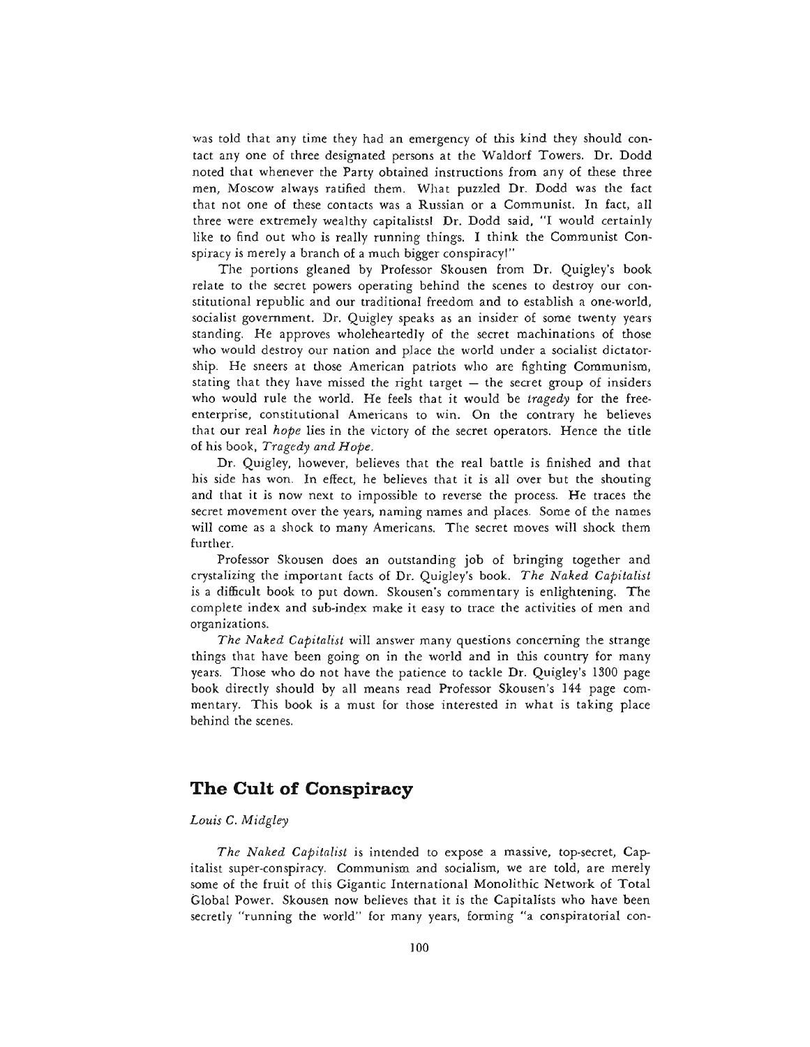was told that any time they had an emergency of this kind they should contact any one of three designated persons at the Waldorf Towers. Dr. Dodd noted that whenever the Party obtained instructions from any of these three men, Moscow always ratified them. What puzzled Dr. Dodd was the fact that not one of these contacts was a Russian or a Communist. In fact, all three were extremely wealthy capitalists! Dr. Dodd said, "I would certainly like to find out who is really running things. I think the Communist Conspiracy is merely a branch of a much bigger conspiracy!"

The portions gleaned by Professor Skousen from Dr. Quigley's book relate to the secret powers operating behind the scenes to destroy our constitutional republic and our traditional freedom and to establish a one-world, socialist government. Dr. Quigley speaks as an insider of some twenty years standing. He approves wholeheartedly of the secret machinations of those who would destroy our nation and place the world under a socialist dictatorship. He sneers at those American patriots who are fighting Communism, stating that they have missed the right target — the secret group of insiders who would rule the world. He feels that it would be *tragedy* for the free-enterprise, constitutional Americans to win. On the contrary he believes that our real *hope* lies in the victory of the secret operators. Hence the title of his book, *Tragedy and Hope.*

Dr. Quigley, however, believes that the real battle is finished and that his side has won. In effect, he believes that it is all over but the shouting and that it is now next to impossible to reverse the process. He traces the secret movement over the years, naming names and places. Some of the names will come as a shock to many Americans. The secret moves will shock them further.

Professor Skousen does an outstanding job of bringing together and crystalizing the important facts of Dr. Quigley's book. *The Naked Capitalist* is a difficult book to put down. Skousen's commentary is enlightening. The complete index and sub-index make it easy to trace the activities of men and organizations.

*The Naked Capitalist* will answer many questions concerning the strange things that have been going on in the world and in this country for many years. Those who do not have the patience to tackle Dr. Quigley's 1300 page book directly should by all means read Professor Skousen's 144 page commentary. This book is a must for those interested in what is taking place behind the scenes.

## The Cult of Conspiracy

*Louis C. Midgley*

*The Naked Capitalist* is intended to expose a massive, top-secret, Capitalist super-conspiracy. Communism and socialism, we are told, are merely some of the fruit of this Gigantic International Monolithic Network of Total Global Power. Skousen now believes that it is the Capitalists who have been secretly "running the world" for many years, forming "a conspiratorial con-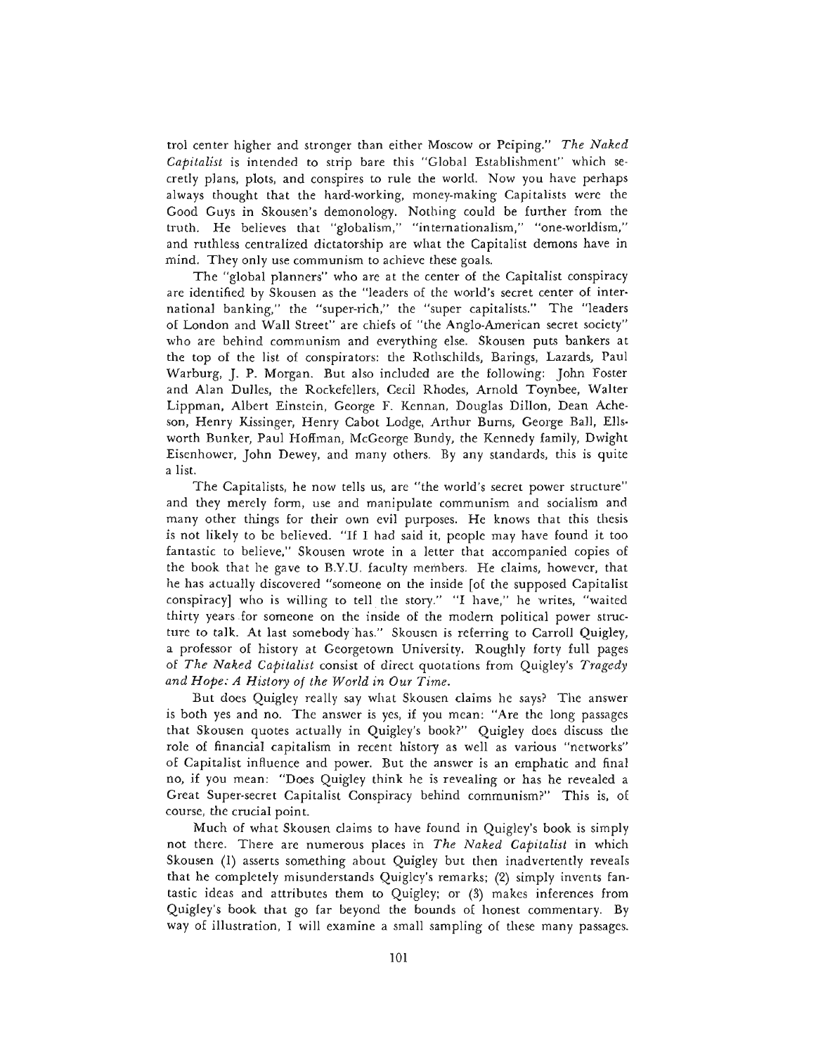trol center higher and stronger than either Moscow or Peiping." *The Naked Capitalist* is intended to strip bare this "Global Establishment" which secretly plans, plots, and conspires to rule the world. Now you have perhaps always thought that the hard-working, money-making Capitalists were the Good Guys in Skousen's demonology. Nothing could be further from the truth. He believes that "globalism," "internationalism," "one-worldism," and ruthless centralized dictatorship are what the Capitalist demons have in mind. They only use communism to achieve these goals.

The "global planners" who are at the center of the Capitalist conspiracy are identified by Skousen as the "leaders of the world's secret center of international banking," the "super-rich," the "super capitalists." The "leaders of London and Wall Street" are chiefs of "the Anglo-American secret society" who are behind communism and everything else. Skousen puts bankers at the top of the list of conspirators: the Rothschilds, Barings, Lazards, Paul Warburg, J. P. Morgan. But also included are the following: John Foster and Alan Dulles, the Rockefellers, Cecil Rhodes, Arnold Toynbee, Walter Lippman, Albert Einstein, George F. Kennan, Douglas Dillon, Dean Acheson, Henry Kissinger, Henry Cabot Lodge, Arthur Burns, George Ball, Ellsworth Bunker, Paul Hoffman, McGeorge Bundy, the Kennedy family, Dwight Eisenhower, John Dewey, and many others. By any standards, this is quite a list.

The Capitalists, he now tells us, are "the world's secret power structure" and they merely form, use and manipulate communism and socialism and many other things for their own evil purposes. He knows that this thesis is not likely to be believed. "If I had said it, people may have found it too fantastic to believe," Skousen wrote in a letter that accompanied copies of the book that he gave to B.Y.U. faculty members. He claims, however, that he has actually discovered "someone on the inside [of the supposed Capitalist conspiracy] who is willing to tell the story." "I have," he writes, "waited thirty years for someone on the inside of the modern political power structure to talk. At last somebody has." Skousen is referring to Carroll Quigley, a professor of history at Georgetown University. Roughly forty full pages of *The Naked Capitalist* consist of direct quotations from Quigley's *Tragedy and Hope: A History of the World in Our Time*.

But does Quigley really say what Skousen claims he says? The answer is both yes and no. The answer is yes, if you mean: "Are the long passages that Skousen quotes actually in Quigley's book?" Quigley does discuss the role of financial capitalism in recent history as well as various "networks" of Capitalist influence and power. But the answer is an emphatic and final no, if you mean: "Does Quigley think he is revealing or has he revealed a Great Super-secret Capitalist Conspiracy behind communism?" This is, of course, the crucial point.

Much of what Skousen claims to have found in Quigley's book is simply not there. There are numerous places in *The Naked Capitalist* in which Skousen (1) asserts something about Quigley but then inadvertently reveals that he completely misunderstands Quigley's remarks; (2) simply invents fantastic ideas and attributes them to Quigley; or (3) makes inferences from Quigley's book that go far beyond the bounds of honest commentary. By way of illustration, I will examine a small sampling of these many passages.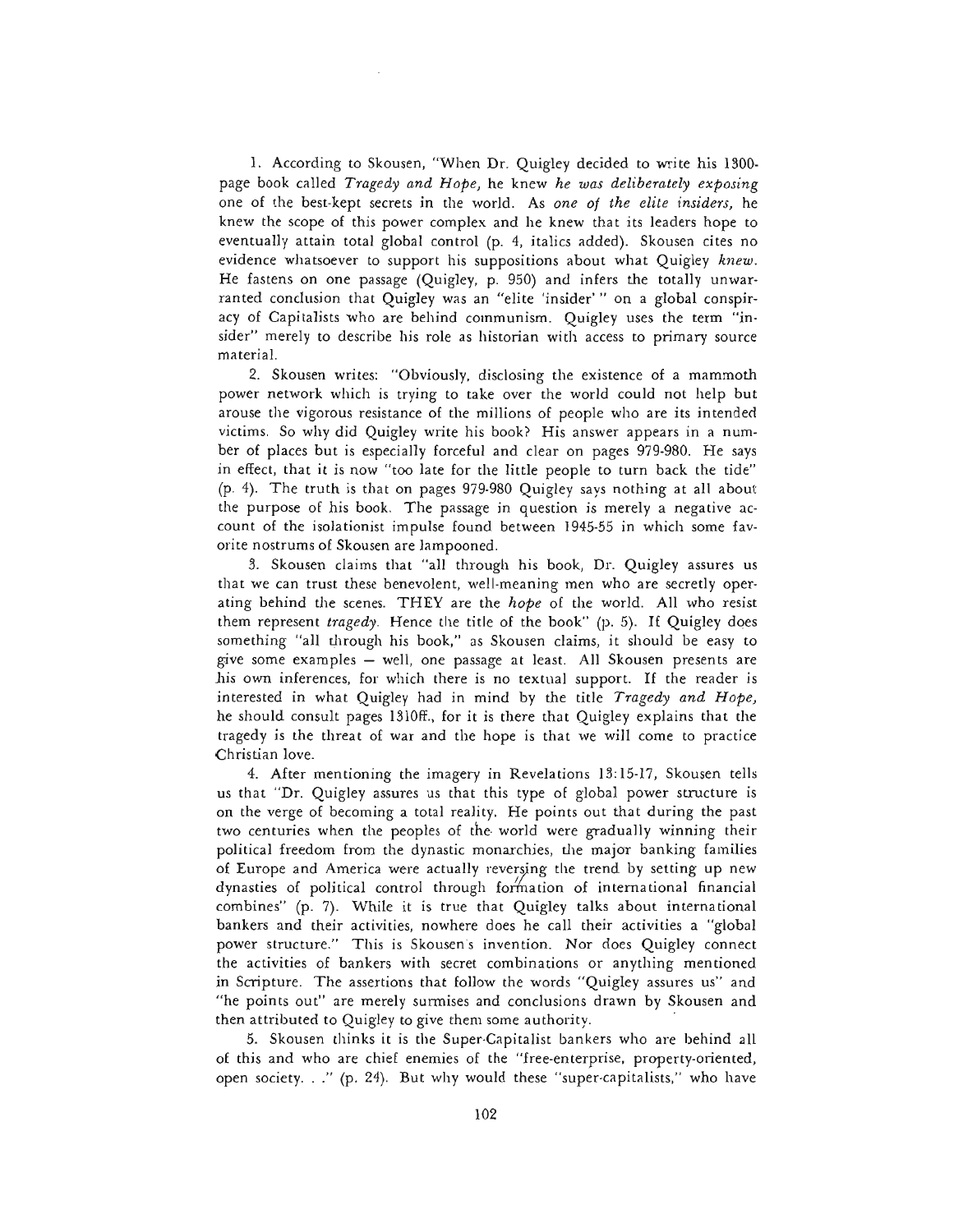1. According to Skousen, "When Dr. Quigley decided to write his 1300-page book called *Tragedy and Hope,* he knew *he was deliberately exposing* one of the best-kept secrets in the world. As *one of the elite insiders,* he knew the scope of this power complex and he knew that its leaders hope to eventually attain total global control (p. 4, italics added). Skousen cites no evidence whatsoever to support his suppositions about what Quigley *knew.* He fastens on one passage (Quigley, p. 950) and infers the totally unwarranted conclusion that Quigley was an "elite 'insider' " on a global conspiracy of Capitalists who are behind communism. Quigley uses the term "insider" merely to describe his role as historian with access to primary source material.

2. Skousen writes: "Obviously, disclosing the existence of a mammoth power network which is trying to take over the world could not help but arouse the vigorous resistance of the millions of people who are its intended victims. So why did Quigley write his book? His answer appears in a number of places but is especially forceful and clear on pages 979-980. He says in effect, that it is now "too late for the little people to turn back the tide" (p. 4). The truth is that on pages 979-980 Quigley says nothing at all about the purpose of his book. The passage in question is merely a negative account of the isolationist impulse found between 1945-55 in which some favorite nostrums of Skousen are lampooned.

3. Skousen claims that "all through his book, Dr. Quigley assures us that we can trust these benevolent, well-meaning men who are secretly operating behind the scenes. THEY are the *hope* of the world. All who resist them represent *tragedy.* Hence the title of the book" (p. 5). If Quigley does something "all through his book," as Skousen claims, it should be easy to give some examples — well, one passage at least. All Skousen presents are his own inferences, for which there is no textual support. If the reader is interested in what Quigley had in mind by the title *Tragedy and Hope,* he should consult pages 1310ff., for it is there that Quigley explains that the tragedy is the threat of war and the hope is that we will come to practice Christian love.

4. After mentioning the imagery in Revelations 13:15-17, Skousen tells us that "Dr. Quigley assures us that this type of global power structure is on the verge of becoming a total reality. He points out that during the past two centuries when the peoples of the world were gradually winning their political freedom from the dynastic monarchies, the major banking families of Europe and America were actually reversing the trend by setting up new dynasties of political control through formation of international financial combines" (p. 7). While it is true that Quigley talks about international bankers and their activities, nowhere does he call their activities a "global power structure." This is Skousen's invention. Nor does Quigley connect the activities of bankers with secret combinations or anything mentioned in Scripture. The assertions that follow the words "Quigley assures us" and "he points out" are merely surmises and conclusions drawn by Skousen and then attributed to Quigley to give them some authority.

5. Skousen thinks it is the Super-Capitalist bankers who are behind all of this and who are chief enemies of the "free-enterprise, property-oriented, open society. . ." (p. 24). But why would these "super-capitalists," who have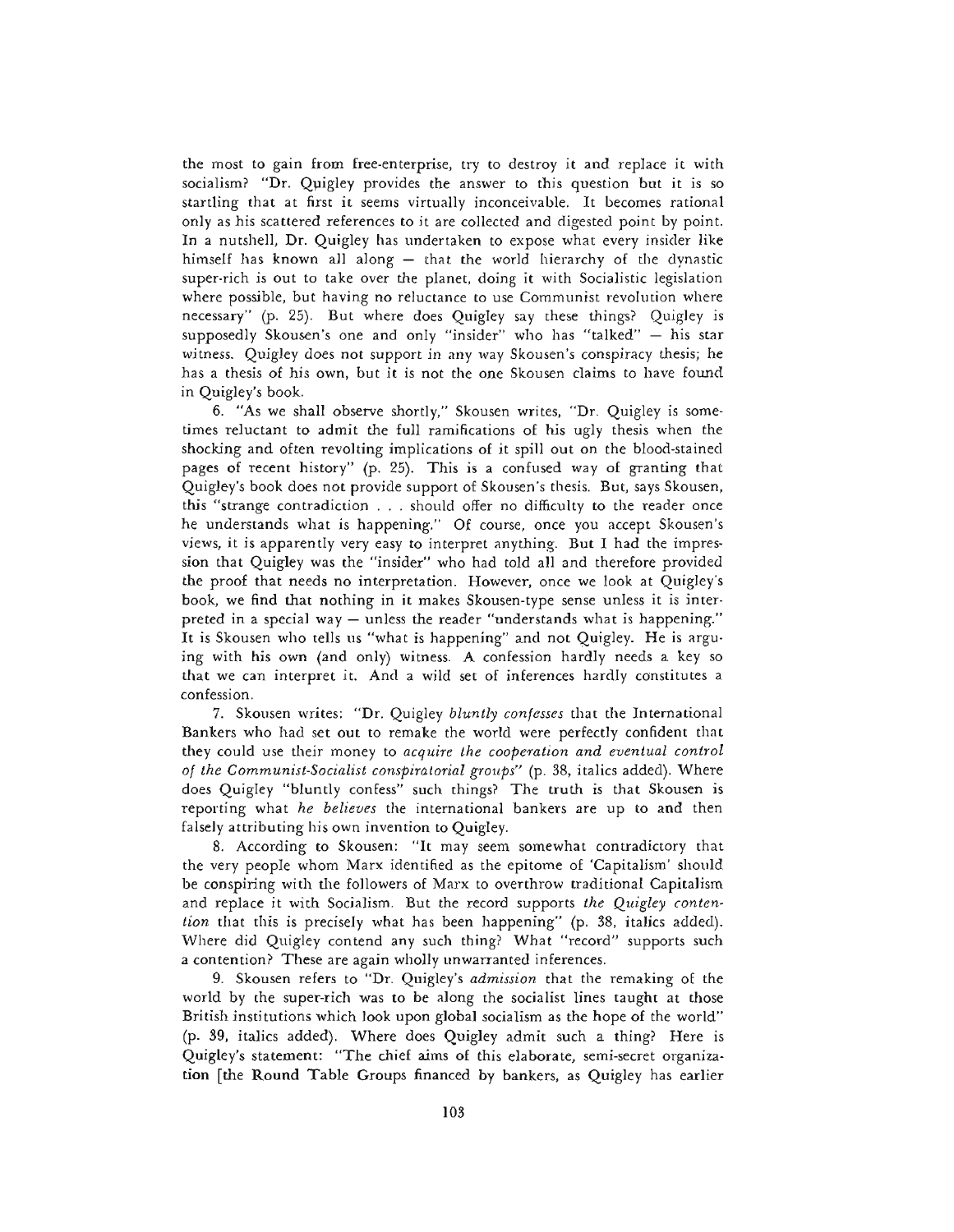the most to gain from free-enterprise, try to destroy it and replace it with socialism? "Dr. Quigley provides the answer to this question but it is so startling that at first it seems virtually inconceivable. It becomes rational only as his scattered references to it are collected and digested point by point. In a nutshell, Dr. Quigley has undertaken to expose what every insider like himself has known all along — that the world hierarchy of the dynastic super-rich is out to take over the planet, doing it with Socialistic legislation where possible, but having no reluctance to use Communist revolution where necessary" (p. 25). But where does Quigley say these things? Quigley is supposedly Skousen's one and only "insider" who has "talked" — his star witness. Quigley does not support in any way Skousen's conspiracy thesis; he has a thesis of his own, but it is not the one Skousen claims to have found in Quigley's book.

6. "As we shall observe shortly," Skousen writes, "Dr. Quigley is sometimes reluctant to admit the full ramifications of his ugly thesis when the shocking and often revolting implications of it spill out on the blood-stained pages of recent history" (p. 25). This is a confused way of granting that Quigley's book does not provide support of Skousen's thesis. But, says Skousen, this "strange contradiction . . . should offer no difficulty to the reader once he understands what is happening." Of course, once you accept Skousen's views, it is apparently very easy to interpret anything. But I had the impression that Quigley was the "insider" who had told all and therefore provided the proof that needs no interpretation. However, once we look at Quigley's book, we find that nothing in it makes Skousen-type sense unless it is interpreted in a special way — unless the reader "understands what is happening." It is Skousen who tells us "what is happening" and not Quigley. He is arguing with his own (and only) witness. A confession hardly needs a key so that we can interpret it. And a wild set of inferences hardly constitutes a confession.

7. Skousen writes: "Dr. Quigley *bluntly confesses* that the International Bankers who had set out to remake the world were perfectly confident that they could use their money to *acquire the cooperation and eventual control of the Communist-Socialist conspiratorial groups*" (p. 38, italics added). Where does Quigley "bluntly confess" such things? The truth is that Skousen is reporting what *he believes* the international bankers are up to and then falsely attributing his own invention to Quigley.

8. According to Skousen: "It may seem somewhat contradictory that the very people whom Marx identified as the epitome of 'Capitalism' should be conspiring with the followers of Marx to overthrow traditional Capitalism and replace it with Socialism. But the record supports *the Quigley contention* that this is precisely what has been happening" (p. 38, italics added). Where did Quigley contend any such thing? What "record" supports such a contention? These are again wholly unwarranted inferences.

9. Skousen refers to "Dr. Quigley's *admission* that the remaking of the world by the super-rich was to be along the socialist lines taught at those British institutions which look upon global socialism as the hope of the world" (p. 39, italics added). Where does Quigley admit such a thing? Here is Quigley's statement: "The chief aims of this elaborate, semi-secret organization [the Round Table Groups financed by bankers, as Quigley has earlier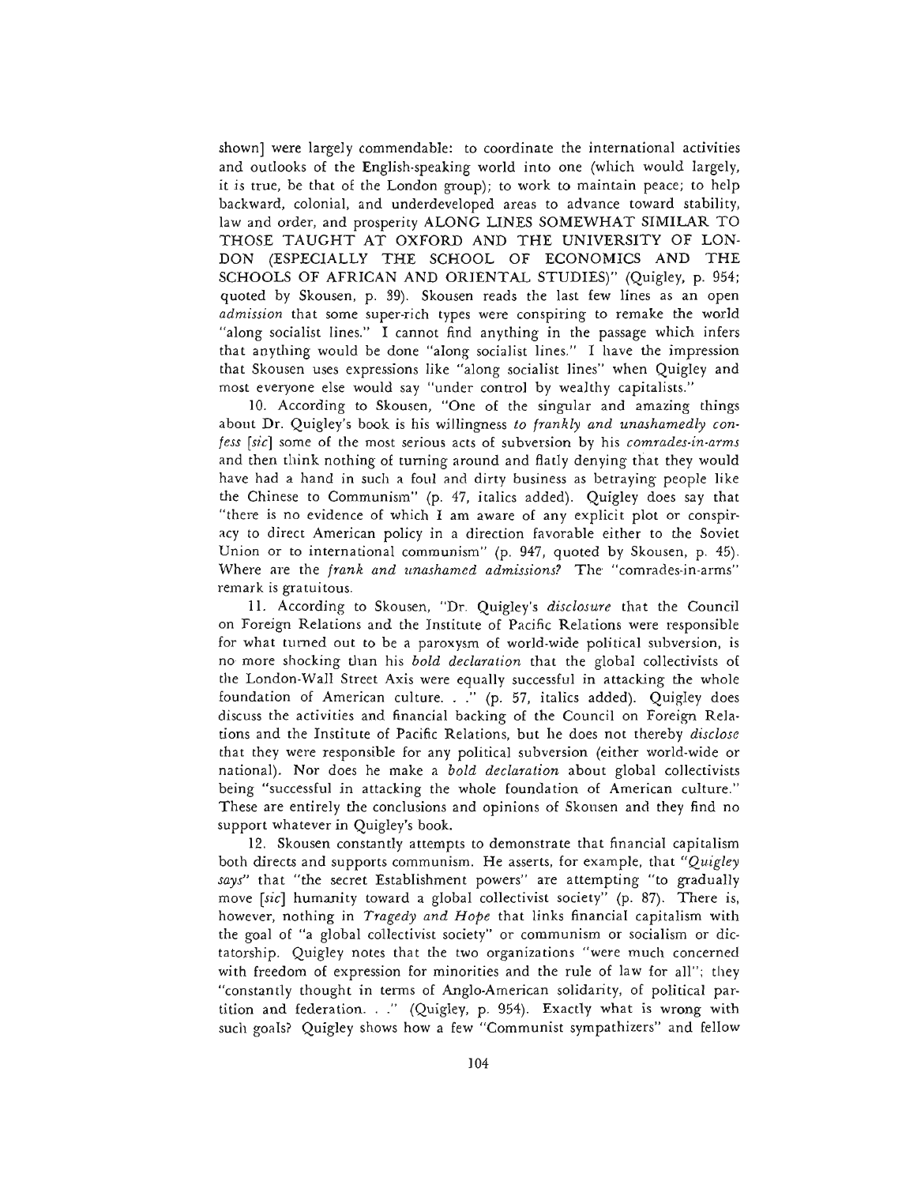shown] were largely commendable: to coordinate the international activities and outlooks of the English-speaking world into one (which would largely, it is true, be that of the London group); to work to maintain peace; to help backward, colonial, and underdeveloped areas to advance toward stability, law and order, and prosperity ALONG LINES SOMEWHAT SIMILAR TO THOSE TAUGHT AT OXFORD AND THE UNIVERSITY OF LONDON (ESPECIALLY THE SCHOOL OF ECONOMICS AND THE SCHOOLS OF AFRICAN AND ORIENTAL STUDIES)" (Quigley, p. 954; quoted by Skousen, p. 39). Skousen reads the last few lines as an open *admission* that some super-rich types were conspiring to remake the world "along socialist lines." I cannot find anything in the passage which infers that anything would be done "along socialist lines." I have the impression that Skousen uses expressions like "along socialist lines" when Quigley and most everyone else would say "under control by wealthy capitalists."

10. According to Skousen, "One of the singular and amazing things about Dr. Quigley's book is his willingness *to frankly and unashamedly confess [sic]* some of the most serious acts of subversion by his *comrades-in-arms* and then think nothing of turning around and flatly denying that they would have had a hand in such a foul and dirty business as betraying people like the Chinese to Communism" (p. 47, italics added). Quigley does say that "there is no evidence of which I am aware of any explicit plot or conspiracy to direct American policy in a direction favorable either to the Soviet Union or to international communism" (p. 947, quoted by Skousen, p. 45). Where are the *frank and unashamed admissions?* The "comrades-in-arms" remark is gratuitous.

11. According to Skousen, "Dr. Quigley's *disclosure* that the Council on Foreign Relations and the Institute of Pacific Relations were responsible for what turned out to be a paroxysm of world-wide political subversion, is no more shocking than his *bold declaration* that the global collectivists of the London-Wall Street Axis were equally successful in attacking the whole foundation of American culture. . ." (p. 57, italics added). Quigley does discuss the activities and financial backing of the Council on Foreign Relations and the Institute of Pacific Relations, but he does not thereby *disclose* that they were responsible for any political subversion (either world-wide or national). Nor does he make a *bold declaration* about global collectivists being "successful in attacking the whole foundation of American culture." These are entirely the conclusions and opinions of Skousen and they find no support whatever in Quigley's book.

12. Skousen constantly attempts to demonstrate that financial capitalism both directs and supports communism. He asserts, for example, that "*Quigley says*" that "the secret Establishment powers" are attempting "to gradually move [*sic*] humanity toward a global collectivist society" (p. 87). There is, however, nothing in *Tragedy and Hope* that links financial capitalism with the goal of "a global collectivist society" or communism or socialism or dictatorship. Quigley notes that the two organizations "were much concerned with freedom of expression for minorities and the rule of law for all"; they "constantly thought in terms of Anglo-American solidarity, of political partition and federation. . ." (Quigley, p. 954). Exactly what is wrong with such goals? Quigley shows how a few "Communist sympathizers" and fellow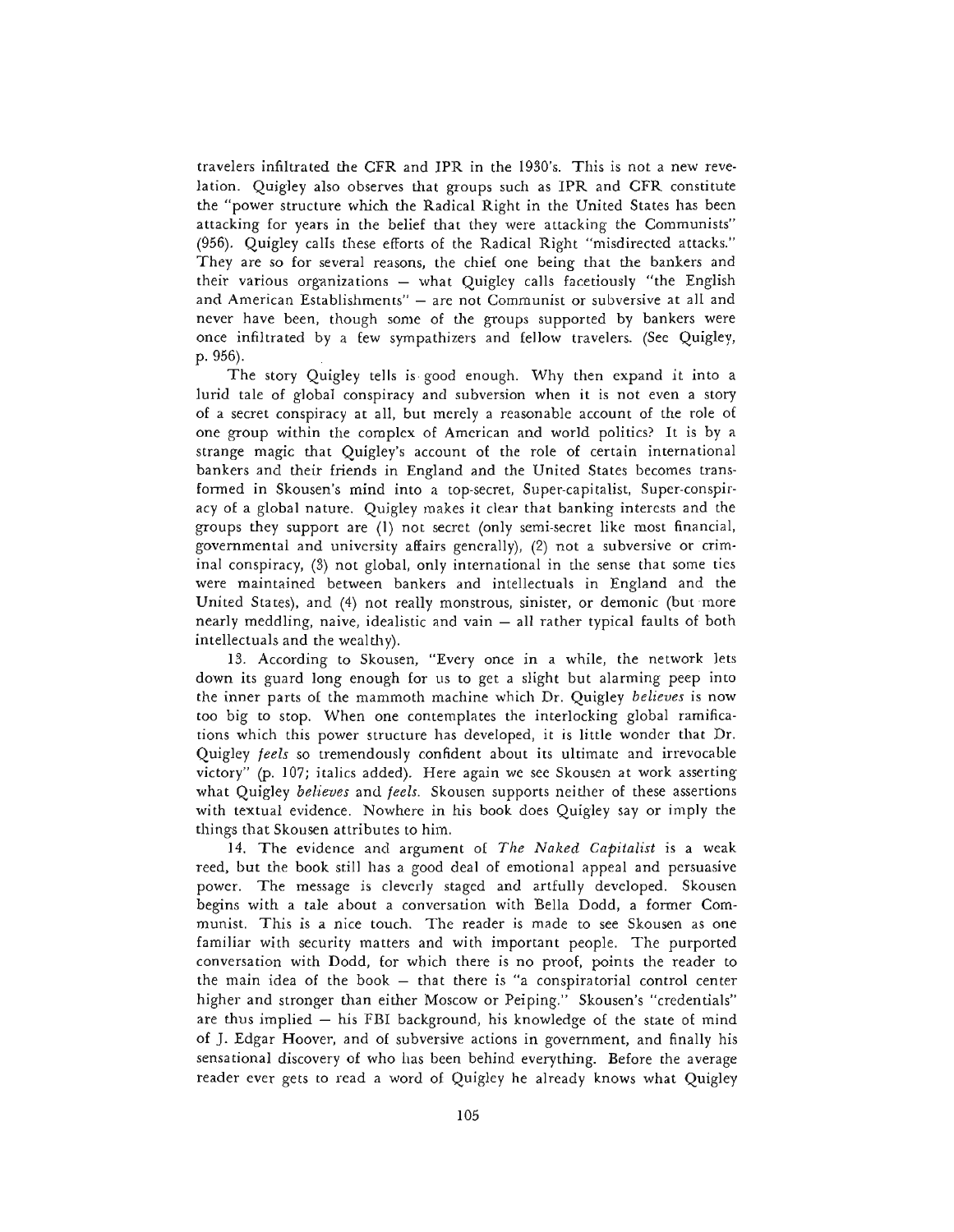travelers infiltrated the CFR and IPR in the 1930's. This is not a new revelation. Quigley also observes that groups such as IPR and CFR constitute the "power structure which the Radical Right in the United States has been attacking for years in the belief that they were attacking the Communists" (956). Quigley calls these efforts of the Radical Right "misdirected attacks." They are so for several reasons, the chief one being that the bankers and their various organizations – what Quigley calls facetiously "the English and American Establishments" – are not Communist or subversive at all and never have been, though some of the groups supported by bankers were once infiltrated by a few sympathizers and fellow travelers. (See Quigley, p. 956).

The story Quigley tells is good enough. Why then expand it into a lurid tale of global conspiracy and subversion when it is not even a story of a secret conspiracy at all, but merely a reasonable account of the role of one group within the complex of American and world politics? It is by a strange magic that Quigley's account of the role of certain international bankers and their friends in England and the United States becomes transformed in Skousen's mind into a top-secret, Super-capitalist, Super-conspiracy of a global nature. Quigley makes it clear that banking interests and the groups they support are (1) not secret (only semi-secret like most financial, governmental and university affairs generally), (2) not a subversive or criminal conspiracy, (3) not global, only international in the sense that some ties were maintained between bankers and intellectuals in England and the United States), and (4) not really monstrous, sinister, or demonic (but more nearly meddling, naive, idealistic and vain – all rather typical faults of both intellectuals and the wealthy).

13. According to Skousen, "Every once in a while, the network lets down its guard long enough for us to get a slight but alarming peep into the inner parts of the mammoth machine which Dr. Quigley *believes* is now too big to stop. When one contemplates the interlocking global ramifications which this power structure has developed, it is little wonder that Dr. Quigley *feels* so tremendously confident about its ultimate and irrevocable victory" (p. 107; italics added). Here again we see Skousen at work asserting what Quigley *believes* and *feels*. Skousen supports neither of these assertions with textual evidence. Nowhere in his book does Quigley say or imply the things that Skousen attributes to him.

14. The evidence and argument of *The Naked Capitalist* is a weak reed, but the book still has a good deal of emotional appeal and persuasive power. The message is cleverly staged and artfully developed. Skousen begins with a tale about a conversation with Bella Dodd, a former Communist. This is a nice touch. The reader is made to see Skousen as one familiar with security matters and with important people. The purported conversation with Dodd, for which there is no proof, points the reader to the main idea of the book – that there is "a conspiratorial control center higher and stronger than either Moscow or Peiping." Skousen's "credentials" are thus implied – his FBI background, his knowledge of the state of mind of J. Edgar Hoover, and of subversive actions in government, and finally his sensational discovery of who has been behind everything. Before the average reader ever gets to read a word of Quigley he already knows what Quigley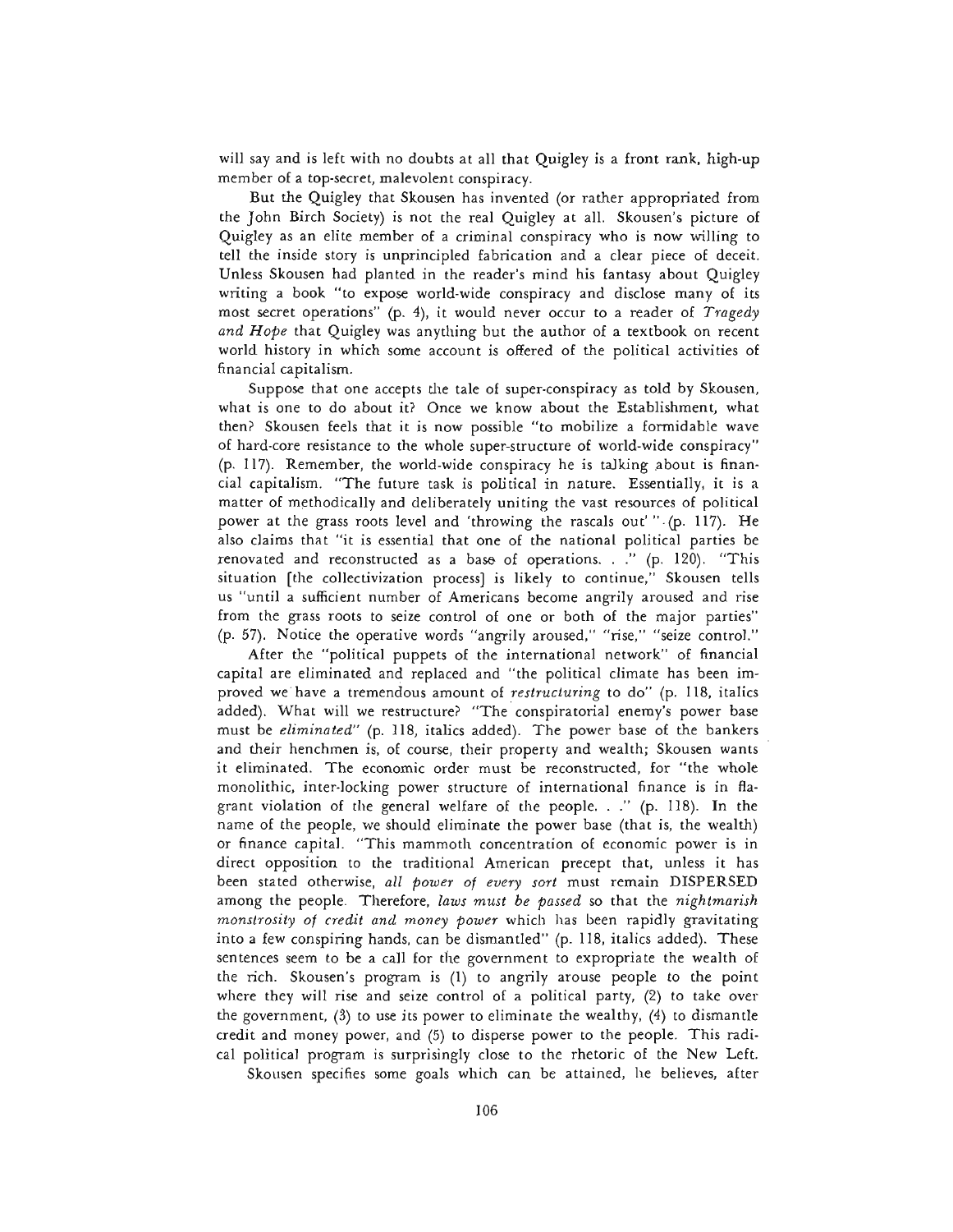will say and is left with no doubts at all that Quigley is a front rank, high-up member of a top-secret, malevolent conspiracy.

But the Quigley that Skousen has invented (or rather appropriated from the John Birch Society) is not the real Quigley at all. Skousen's picture of Quigley as an elite member of a criminal conspiracy who is now willing to tell the inside story is unprincipled fabrication and a clear piece of deceit. Unless Skousen had planted in the reader's mind his fantasy about Quigley writing a book "to expose world-wide conspiracy and disclose many of its most secret operations" (p. 4), it would never occur to a reader of *Tragedy and Hope* that Quigley was anything but the author of a textbook on recent world history in which some account is offered of the political activities of financial capitalism.

Suppose that one accepts the tale of super-conspiracy as told by Skousen, what is one to do about it? Once we know about the Establishment, what then? Skousen feels that it is now possible "to mobilize a formidable wave of hard-core resistance to the whole super-structure of world-wide conspiracy" (p. 117). Remember, the world-wide conspiracy he is talking about is financial capitalism. "The future task is political in nature. Essentially, it is a matter of methodically and deliberately uniting the vast resources of political power at the grass roots level and 'throwing the rascals out' " (p. 117). He also claims that "it is essential that one of the national political parties be renovated and reconstructed as a base of operations. . ." (p. 120). "This situation [the collectivization process] is likely to continue," Skousen tells us "until a sufficient number of Americans become angrily aroused and rise from the grass roots to seize control of one or both of the major parties" (p. 57). Notice the operative words "angrily aroused," "rise," "seize control."

After the "political puppets of the international network" of financial capital are eliminated and replaced and "the political climate has been improved we have a tremendous amount of *restructuring* to do" (p. 118, italics added). What will we restructure? "The conspiratorial enemy's power base must be *eliminated*" (p. 118, italics added). The power base of the bankers and their henchmen is, of course, their property and wealth; Skousen wants it eliminated. The economic order must be reconstructed, for "the whole monolithic, inter-locking power structure of international finance is in flagrant violation of the general welfare of the people. . ." (p. 118). In the name of the people, we should eliminate the power base (that is, the wealth) or finance capital. "This mammoth concentration of economic power is in direct opposition to the traditional American precept that, unless it has been stated otherwise, *all power of every sort* must remain DISPERSED among the people. Therefore, *laws must be passed* so that the *nightmarish monstrosity of credit and money power* which has been rapidly gravitating into a few conspiring hands, can be dismantled" (p. 118, italics added). These sentences seem to be a call for the government to expropriate the wealth of the rich. Skousen's program is (1) to angrily arouse people to the point where they will rise and seize control of a political party, (2) to take over the government, (3) to use its power to eliminate the wealthy, (4) to dismantle credit and money power, and (5) to disperse power to the people. This radical political program is surprisingly close to the rhetoric of the New Left.

Skousen specifies some goals which can be attained, he believes, after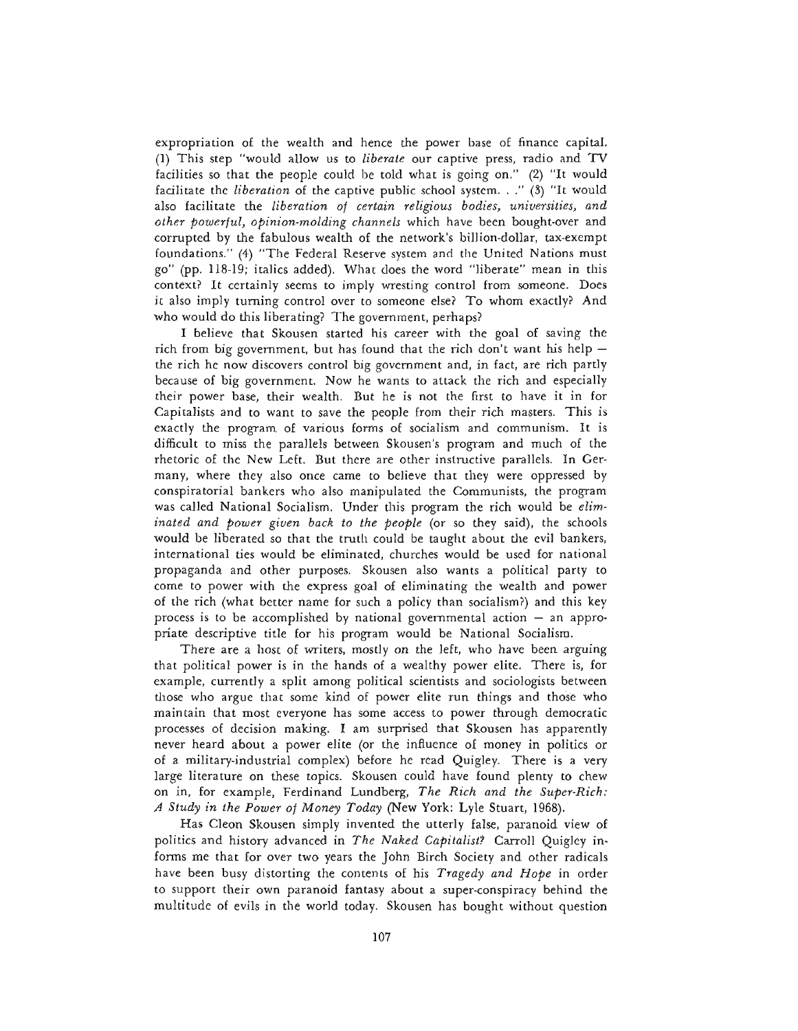expropriation of the wealth and hence the power base of finance capital. (1) This step "would allow us to *liberate* our captive press, radio and TV facilities so that the people could be told what is going on." (2) "It would facilitate the *liberation* of the captive public school system. . ." (3) "It would also facilitate the *liberation of certain religious bodies, universities, and other powerful, opinion-molding channels* which have been bought-over and corrupted by the fabulous wealth of the network's billion-dollar, tax-exempt foundations." (4) "The Federal Reserve system and the United Nations must go" (pp. 118-19; italics added). What does the word "liberate" mean in this context? It certainly seems to imply wresting control from someone. Does it also imply turning control over to someone else? To whom exactly? And who would do this liberating? The government, perhaps?

I believe that Skousen started his career with the goal of saving the rich from big government, but has found that the rich don't want his help — the rich he now discovers control big government and, in fact, are rich partly because of big government. Now he wants to attack the rich and especially their power base, their wealth. But he is not the first to have it in for Capitalists and to want to save the people from their rich masters. This is exactly the program of various forms of socialism and communism. It is difficult to miss the parallels between Skousen's program and much of the rhetoric of the New Left. But there are other instructive parallels. In Germany, where they also once came to believe that they were oppressed by conspiratorial bankers who also manipulated the Communists, the program was called National Socialism. Under this program the rich would be *eliminated and power given back to the people* (or so they said), the schools would be liberated so that the truth could be taught about the evil bankers, international ties would be eliminated, churches would be used for national propaganda and other purposes. Skousen also wants a political party to come to power with the express goal of eliminating the wealth and power of the rich (what better name for such a policy than socialism?) and this key process is to be accomplished by national governmental action — an appropriate descriptive title for his program would be National Socialism.

There are a host of writers, mostly on the left, who have been arguing that political power is in the hands of a wealthy power elite. There is, for example, currently a split among political scientists and sociologists between those who argue that some kind of power elite run things and those who maintain that most everyone has some access to power through democratic processes of decision making. I am surprised that Skousen has apparently never heard about a power elite (or the influence of money in politics or of a military-industrial complex) before he read Quigley. There is a very large literature on these topics. Skousen could have found plenty to chew on in, for example, Ferdinand Lundberg, *The Rich and the Super-Rich: A Study in the Power of Money Today* (New York: Lyle Stuart, 1968).

Has Cleon Skousen simply invented the utterly false, paranoid view of politics and history advanced in *The Naked Capitalist?* Carroll Quigley informs me that for over two years the John Birch Society and other radicals have been busy distorting the contents of his *Tragedy and Hope* in order to support their own paranoid fantasy about a super-conspiracy behind the multitude of evils in the world today. Skousen has bought without question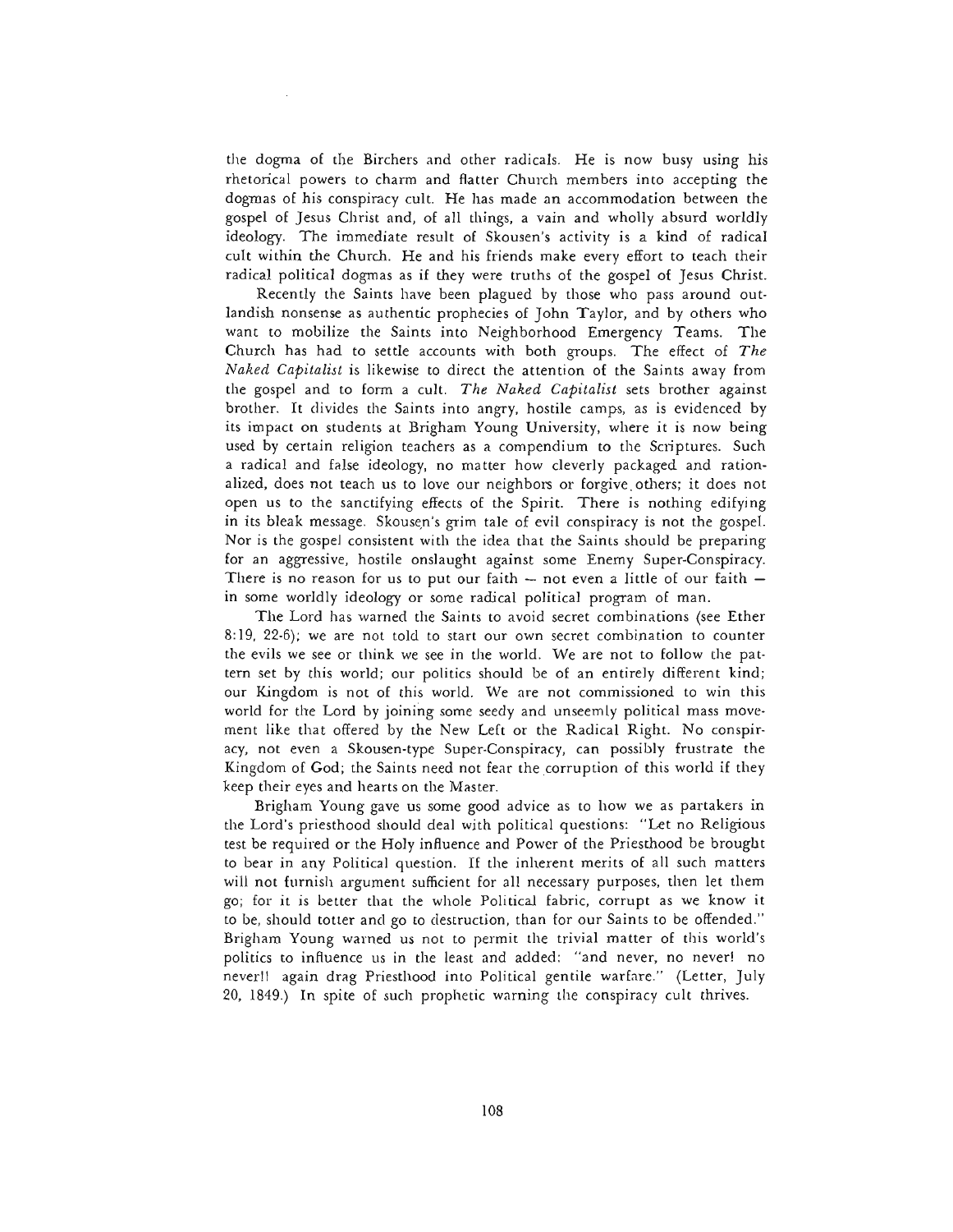the dogma of the Birchers and other radicals. He is now busy using his rhetorical powers to charm and flatter Church members into accepting the dogmas of his conspiracy cult. He has made an accommodation between the gospel of Jesus Christ and, of all things, a vain and wholly absurd worldly ideology. The immediate result of Skousen's activity is a kind of radical cult within the Church. He and his friends make every effort to teach their radical political dogmas as if they were truths of the gospel of Jesus Christ.

Recently the Saints have been plagued by those who pass around outlandish nonsense as authentic prophecies of John Taylor, and by others who want to mobilize the Saints into Neighborhood Emergency Teams. The Church has had to settle accounts with both groups. The effect of *The Naked Capitalist* is likewise to direct the attention of the Saints away from the gospel and to form a cult. *The Naked Capitalist* sets brother against brother. It divides the Saints into angry, hostile camps, as is evidenced by its impact on students at Brigham Young University, where it is now being used by certain religion teachers as a compendium to the Scriptures. Such a radical and false ideology, no matter how cleverly packaged and rationalized, does not teach us to love our neighbors or forgive others; it does not open us to the sanctifying effects of the Spirit. There is nothing edifying in its bleak message. Skousen's grim tale of evil conspiracy is not the gospel. Nor is the gospel consistent with the idea that the Saints should be preparing for an aggressive, hostile onslaught against some Enemy Super-Conspiracy. There is no reason for us to put our faith — not even a little of our faith — in some worldly ideology or some radical political program of man.

The Lord has warned the Saints to avoid secret combinations (see Ether 8:19, 22-6); we are not told to start our own secret combination to counter the evils we see or think we see in the world. We are not to follow the pattern set by this world; our politics should be of an entirely different kind; our Kingdom is not of this world. We are not commissioned to win this world for the Lord by joining some seedy and unseemly political mass movement like that offered by the New Left or the Radical Right. No conspiracy, not even a Skousen-type Super-Conspiracy, can possibly frustrate the Kingdom of God; the Saints need not fear the corruption of this world if they keep their eyes and hearts on the Master.

Brigham Young gave us some good advice as to how we as partakers in the Lord's priesthood should deal with political questions: "Let no Religious test be required or the Holy influence and Power of the Priesthood be brought to bear in any Political question. If the inherent merits of all such matters will not furnish argument sufficient for all necessary purposes, then let them go; for it is better that the whole Political fabric, corrupt as we know it to be, should totter and go to destruction, than for our Saints to be offended." Brigham Young warned us not to permit the trivial matter of this world's politics to influence us in the least and added: "and never, no never! no never!! again drag Priesthood into Political gentile warfare." (Letter, July 20, 1849.) In spite of such prophetic warning the conspiracy cult thrives.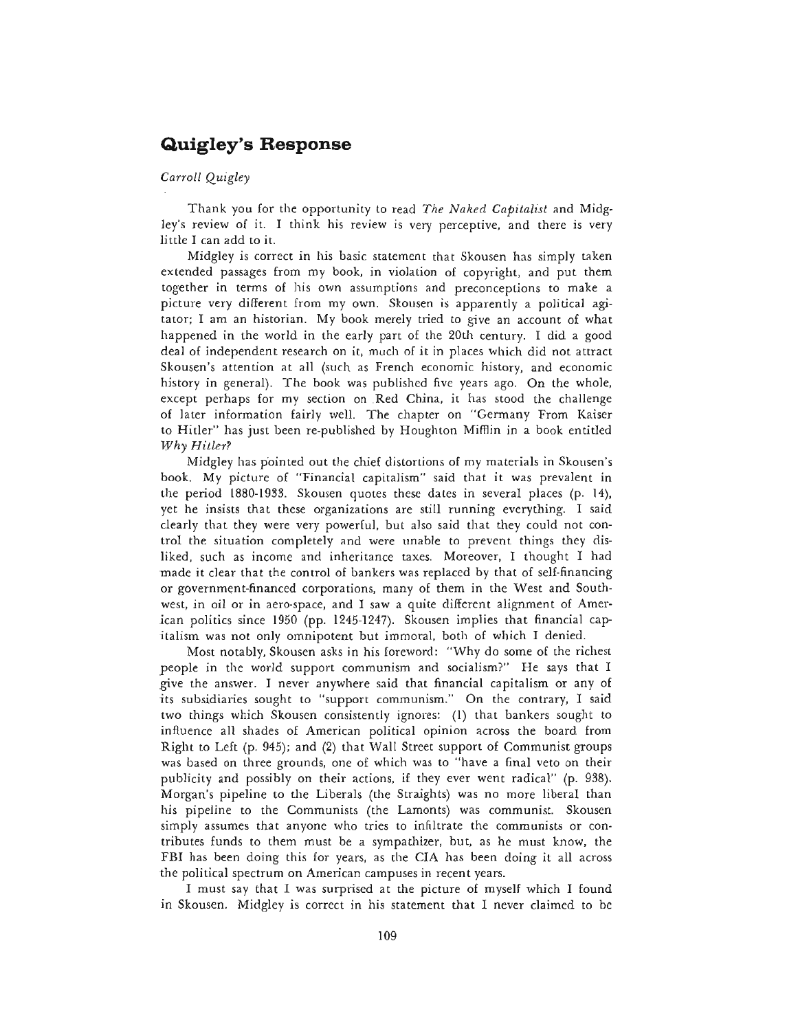## Quigley's Response

*Carroll Quigley*

Thank you for the opportunity to read *The Naked Capitalist* and Midgley's review of it. I think his review is very perceptive, and there is very little I can add to it.

Midgley is correct in his basic statement that Skousen has simply taken extended passages from my book, in violation of copyright, and put them together in terms of his own assumptions and preconceptions to make a picture very different from my own. Skousen is apparently a political agitator; I am an historian. My book merely tried to give an account of what happened in the world in the early part of the 20th century. I did a good deal of independent research on it, much of it in places which did not attract Skousen's attention at all (such as French economic history, and economic history in general). The book was published five years ago. On the whole, except perhaps for my section on Red China, it has stood the challenge of later information fairly well. The chapter on "Germany From Kaiser to Hitler" has just been re-published by Houghton Mifflin in a book entitled *Why Hitler?*

Midgley has pointed out the chief distortions of my materials in Skousen's book. My picture of "Financial capitalism" said that it was prevalent in the period 1880-1933. Skousen quotes these dates in several places (p. 14), yet he insists that these organizations are still running everything. I said clearly that they were very powerful, but also said that they could not control the situation completely and were unable to prevent things they disliked, such as income and inheritance taxes. Moreover, I thought I had made it clear that the control of bankers was replaced by that of self-financing or government-financed corporations, many of them in the West and Southwest, in oil or in aero-space, and I saw a quite different alignment of American politics since 1950 (pp. 1245-1247). Skousen implies that financial capitalism was not only omnipotent but immoral, both of which I denied.

Most notably, Skousen asks in his foreword: "Why do some of the richest people in the world support communism and socialism?" He says that I give the answer. I never anywhere said that financial capitalism or any of its subsidiaries sought to "support communism." On the contrary, I said two things which Skousen consistently ignores: (1) that bankers sought to influence all shades of American political opinion across the board from Right to Left (p. 945); and (2) that Wall Street support of Communist groups was based on three grounds, one of which was to "have a final veto on their publicity and possibly on their actions, if they ever went radical" (p. 938). Morgan's pipeline to the Liberals (the Straights) was no more liberal than his pipeline to the Communists (the Lamonts) was communist. Skousen simply assumes that anyone who tries to infiltrate the communists or contributes funds to them must be a sympathizer, but, as he must know, the FBI has been doing this for years, as the CIA has been doing it all across the political spectrum on American campuses in recent years.

I must say that I was surprised at the picture of myself which I found in Skousen. Midgley is correct in his statement that I never claimed to be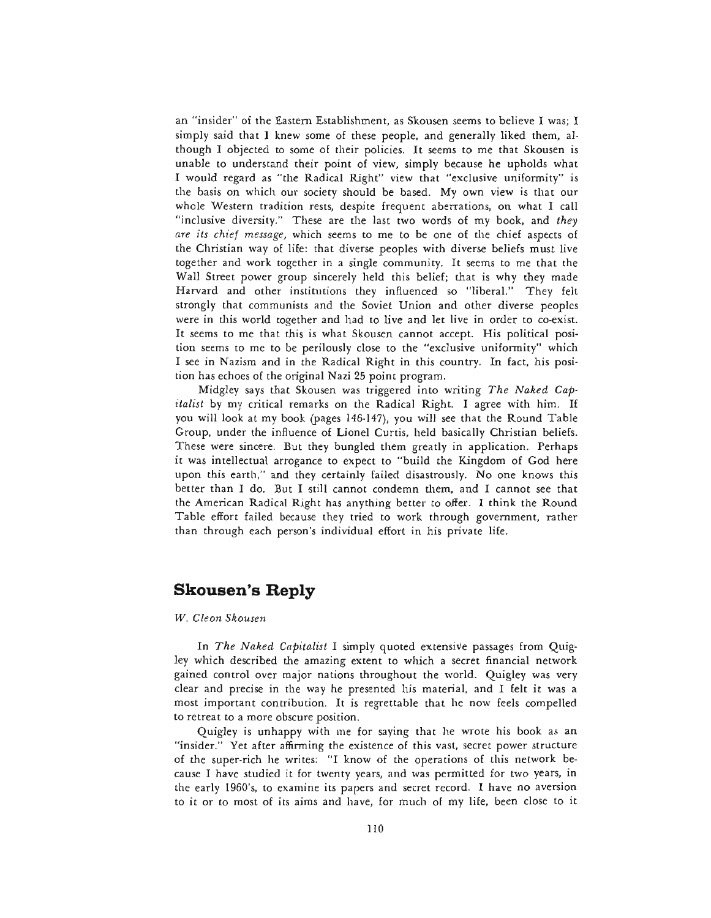an "insider" of the Eastern Establishment, as Skousen seems to believe I was; I simply said that I knew some of these people, and generally liked them, although I objected to some of their policies. It seems to me that Skousen is unable to understand their point of view, simply because he upholds what I would regard as "the Radical Right" view that "exclusive uniformity" is the basis on which our society should be based. My own view is that our whole Western tradition rests, despite frequent aberrations, on what I call "inclusive diversity." These are the last two words of my book, and *they are its chief message,* which seems to me to be one of the chief aspects of the Christian way of life: that diverse peoples with diverse beliefs must live together and work together in a single community. It seems to me that the Wall Street power group sincerely held this belief; that is why they made Harvard and other institutions they influenced so "liberal." They felt strongly that communists and the Soviet Union and other diverse peoples were in this world together and had to live and let live in order to co-exist. It seems to me that this is what Skousen cannot accept. His political position seems to me to be perilously close to the "exclusive uniformity" which I see in Nazism and in the Radical Right in this country. In fact, his position has echoes of the original Nazi 25 point program.

Midgley says that Skousen was triggered into writing *The Naked Capitalist* by my critical remarks on the Radical Right. I agree with him. If you will look at my book (pages 146-147), you will see that the Round Table Group, under the influence of Lionel Curtis, held basically Christian beliefs. These were sincere. But they bungled them greatly in application. Perhaps it was intellectual arrogance to expect to "build the Kingdom of God here upon this earth," and they certainly failed disastrously. No one knows this better than I do. But I still cannot condemn them, and I cannot see that the American Radical Right has anything better to offer. I think the Round Table effort failed because they tried to work through government, rather than through each person's individual effort in his private life.

## Skousen's Reply

*W. Cleon Skousen*

In *The Naked Capitalist* I simply quoted extensive passages from Quigley which described the amazing extent to which a secret financial network gained control over major nations throughout the world. Quigley was very clear and precise in the way he presented his material, and I felt it was a most important contribution. It is regrettable that he now feels compelled to retreat to a more obscure position.

Quigley is unhappy with me for saying that he wrote his book as an "insider." Yet after affirming the existence of this vast, secret power structure of the super-rich he writes: "I know of the operations of this network because I have studied it for twenty years, and was permitted for two years, in the early 1960's, to examine its papers and secret record. I have no aversion to it or to most of its aims and have, for much of my life, been close to it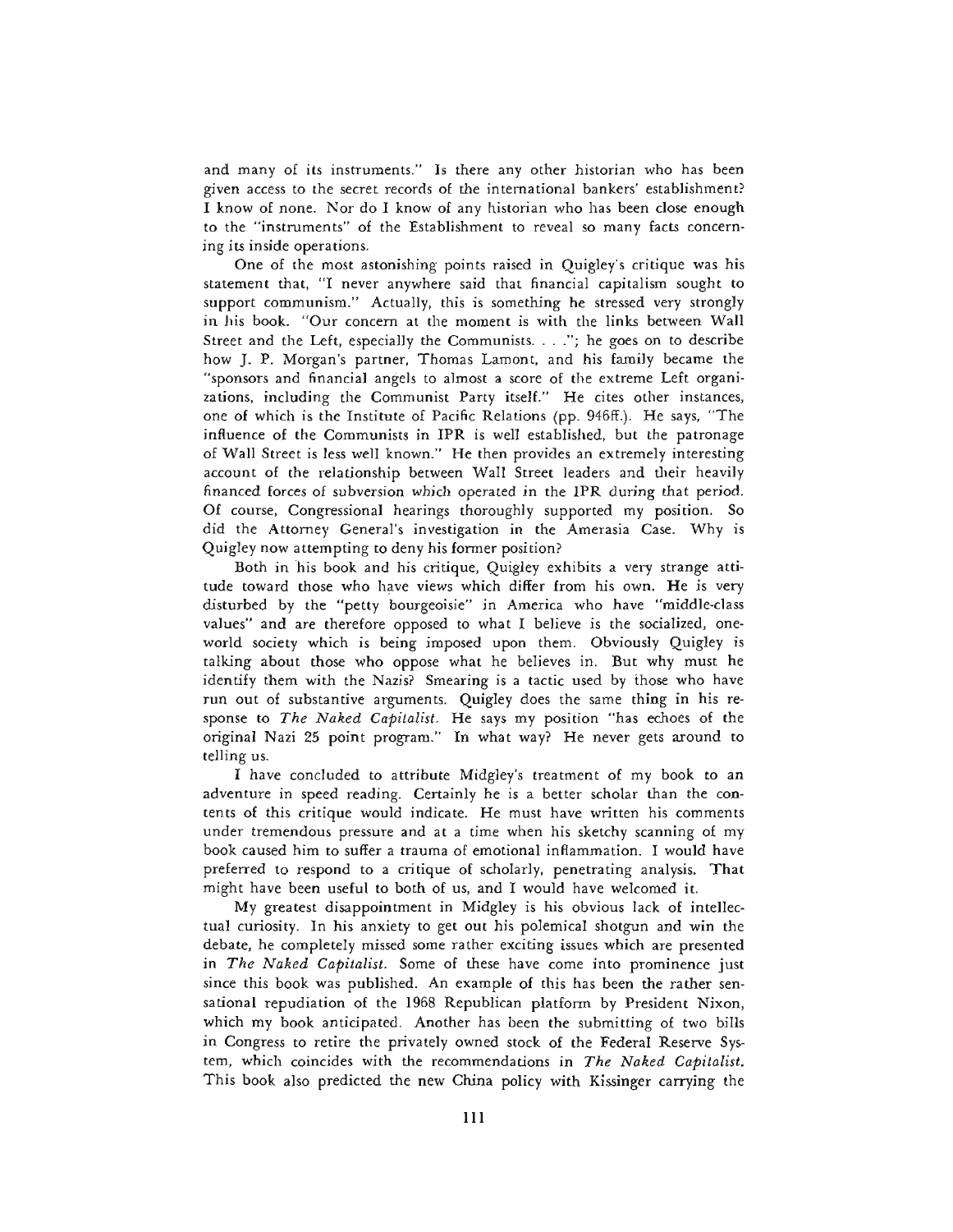and many of its instruments." Is there any other historian who has been given access to the secret records of the international bankers' establishment? I know of none. Nor do I know of any historian who has been close enough to the "instruments" of the Establishment to reveal so many facts concerning its inside operations.

One of the most astonishing points raised in Quigley's critique was his statement that, "I never anywhere said that financial capitalism sought to support communism." Actually, this is something he stressed very strongly in his book. "Our concern at the moment is with the links between Wall Street and the Left, especially the Communists. . . ."; he goes on to describe how J. P. Morgan's partner, Thomas Lamont, and his family became the "sponsors and financial angels to almost a score of the extreme Left organizations, including the Communist Party itself." He cites other instances, one of which is the Institute of Pacific Relations (pp. 946ff.). He says, "The influence of the Communists in IPR is well established, but the patronage of Wall Street is less well known." He then provides an extremely interesting account of the relationship between Wall Street leaders and their heavily financed forces of subversion which operated in the IPR during that period. Of course, Congressional hearings thoroughly supported my position. So did the Attorney General's investigation in the Amerasia Case. Why is Quigley now attempting to deny his former position?

Both in his book and his critique, Quigley exhibits a very strange attitude toward those who have views which differ from his own. He is very disturbed by the "petty bourgeoisie" in America who have "middle-class values" and are therefore opposed to what I believe is the socialized, one-world society which is being imposed upon them. Obviously Quigley is talking about those who oppose what he believes in. But why must he identify them with the Nazis? Smearing is a tactic used by those who have run out of substantive arguments. Quigley does the same thing in his response to *The Naked Capitalist.* He says my position "has echoes of the original Nazi 25 point program." In what way? He never gets around to telling us.

I have concluded to attribute Midgley's treatment of my book to an adventure in speed reading. Certainly he is a better scholar than the contents of this critique would indicate. He must have written his comments under tremendous pressure and at a time when his sketchy scanning of my book caused him to suffer a trauma of emotional inflammation. I would have preferred to respond to a critique of scholarly, penetrating analysis. That might have been useful to both of us, and I would have welcomed it.

My greatest disappointment in Midgley is his obvious lack of intellectual curiosity. In his anxiety to get out his polemical shotgun and win the debate, he completely missed some rather exciting issues which are presented in *The Naked Capitalist.* Some of these have come into prominence just since this book was published. An example of this has been the rather sensational repudiation of the 1968 Republican platform by President Nixon, which my book anticipated. Another has been the submitting of two bills in Congress to retire the privately owned stock of the Federal Reserve System, which coincides with the recommendations in *The Naked Capitalist.* This book also predicted the new China policy with Kissinger carrying the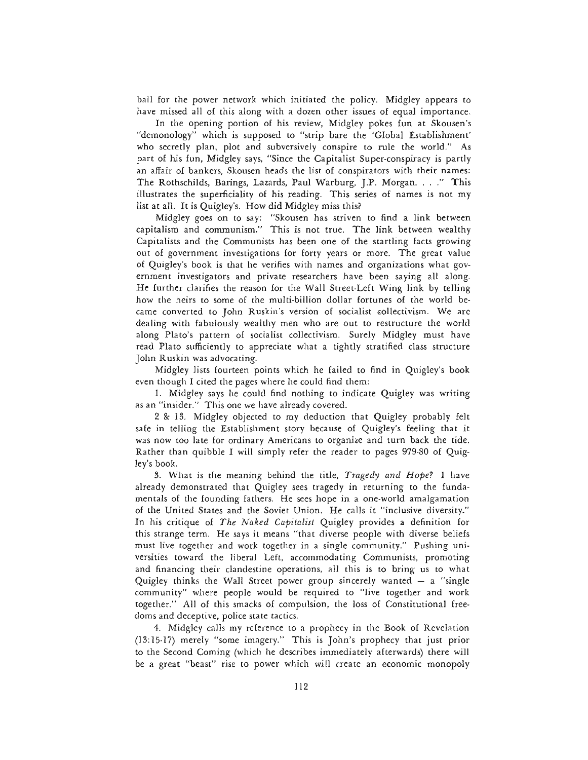ball for the power network which initiated the policy. Midgley appears to have missed all of this along with a dozen other issues of equal importance.

In the opening portion of his review, Midgley pokes fun at Skousen's "demonology" which is supposed to "strip bare the 'Global Establishment' who secretly plan, plot and subversively conspire to rule the world." As part of his fun, Midgley says, "Since the Capitalist Super-conspiracy is partly an affair of bankers, Skousen heads the list of conspirators with their names: The Rothschilds, Barings, Lazards, Paul Warburg, J.P. Morgan. . . ." This illustrates the superficiality of his reading. This series of names is not my list at all. It is Quigley's. How did Midgley miss this?

Midgley goes on to say: "Skousen has striven to find a link between capitalism and communism." This is not true. The link between wealthy Capitalists and the Communists has been one of the startling facts growing out of government investigations for forty years or more. The great value of Quigley's book is that he verifies with names and organizations what government investigators and private researchers have been saying all along. He further clarifies the reason for the Wall Street-Left Wing link by telling how the heirs to some of the multi-billion dollar fortunes of the world became converted to John Ruskin's version of socialist collectivism. We are dealing with fabulously wealthy men who are out to restructure the world along Plato's pattern of socialist collectivism. Surely Midgley must have read Plato sufficiently to appreciate what a tightly stratified class structure John Ruskin was advocating.

Midgley lists fourteen points which he failed to find in Quigley's book even though I cited the pages where he could find them:

1. Midgley says he could find nothing to indicate Quigley was writing as an "insider." This one we have already covered.

2 & 13. Midgley objected to my deduction that Quigley probably felt safe in telling the Establishment story because of Quigley's feeling that it was now too late for ordinary Americans to organize and turn back the tide. Rather than quibble I will simply refer the reader to pages 979-80 of Quigley's book.

3. What is the meaning behind the title, *Tragedy and Hope*? I have already demonstrated that Quigley sees tragedy in returning to the fundamentals of the founding fathers. He sees hope in a one-world amalgamation of the United States and the Soviet Union. He calls it "inclusive diversity." In his critique of *The Naked Capitalist* Quigley provides a definition for this strange term. He says it means "that diverse people with diverse beliefs must live together and work together in a single community." Pushing universities toward the liberal Left, accommodating Communists, promoting and financing their clandestine operations, all this is to bring us to what Quigley thinks the Wall Street power group sincerely wanted — a "single community" where people would be required to "live together and work together." All of this smacks of compulsion, the loss of Constitutional freedoms and deceptive, police state tactics.

4. Midgley calls my reference to a prophecy in the Book of Revelation (13:15-17) merely "some imagery." This is John's prophecy that just prior to the Second Coming (which he describes immediately afterwards) there will be a great "beast" rise to power which will create an economic monopoly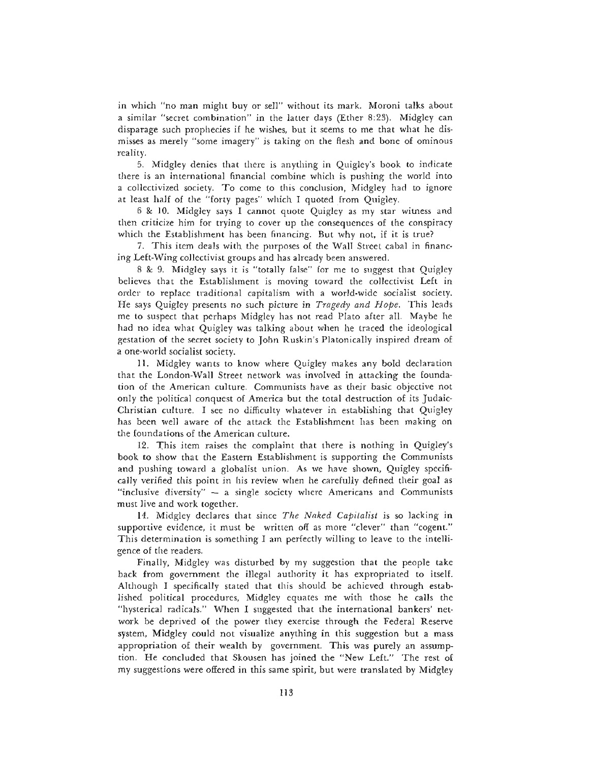in which "no man might buy or sell" without its mark. Moroni talks about a similar "secret combination" in the latter days (Ether 8:23). Midgley can disparage such prophecies if he wishes, but it seems to me that what he dismisses as merely "some imagery" is taking on the flesh and bone of ominous reality.

5. Midgley denies that there is anything in Quigley's book to indicate there is an international financial combine which is pushing the world into a collectivized society. To come to this conclusion, Midgley had to ignore at least half of the "forty pages" which I quoted from Quigley.

6 & 10. Midgley says I cannot quote Quigley as my star witness and then criticize him for trying to cover up the consequences of the conspiracy which the Establishment has been financing. But why not, if it is true?

7. This item deals with the purposes of the Wall Street cabal in financing Left-Wing collectivist groups and has already been answered.

8 & 9. Midgley says it is "totally false" for me to suggest that Quigley believes that the Establishment is moving toward the collectivist Left in order to replace traditional capitalism with a world-wide socialist society. He says Quigley presents no such picture in *Tragedy and Hope*. This leads me to suspect that perhaps Midgley has not read Plato after all. Maybe he had no idea what Quigley was talking about when he traced the ideological gestation of the secret society to John Ruskin's Platonically inspired dream of a one-world socialist society.

11. Midgley wants to know where Quigley makes any bold declaration that the London-Wall Street network was involved in attacking the foundation of the American culture. Communists have as their basic objective not only the political conquest of America but the total destruction of its Judaic-Christian culture. I see no difficulty whatever in establishing that Quigley has been well aware of the attack the Establishment has been making on the foundations of the American culture.

12. This item raises the complaint that there is nothing in Quigley's book to show that the Eastern Establishment is supporting the Communists and pushing toward a globalist union. As we have shown, Quigley specifically verified this point in his review when he carefully defined their goal as "inclusive diversity" — a single society where Americans and Communists must live and work together.

14. Midgley declares that since *The Naked Capitalist* is so lacking in supportive evidence, it must be written off as more "clever" than "cogent." This determination is something I am perfectly willing to leave to the intelligence of the readers.

Finally, Midgley was disturbed by my suggestion that the people take back from government the illegal authority it has expropriated to itself. Although I specifically stated that this should be achieved through established political procedures, Midgley equates me with those he calls the "hysterical radicals." When I suggested that the international bankers' network be deprived of the power they exercise through the Federal Reserve system, Midgley could not visualize anything in this suggestion but a mass appropriation of their wealth by government. This was purely an assumption. He concluded that Skousen has joined the "New Left." The rest of my suggestions were offered in this same spirit, but were translated by Midgley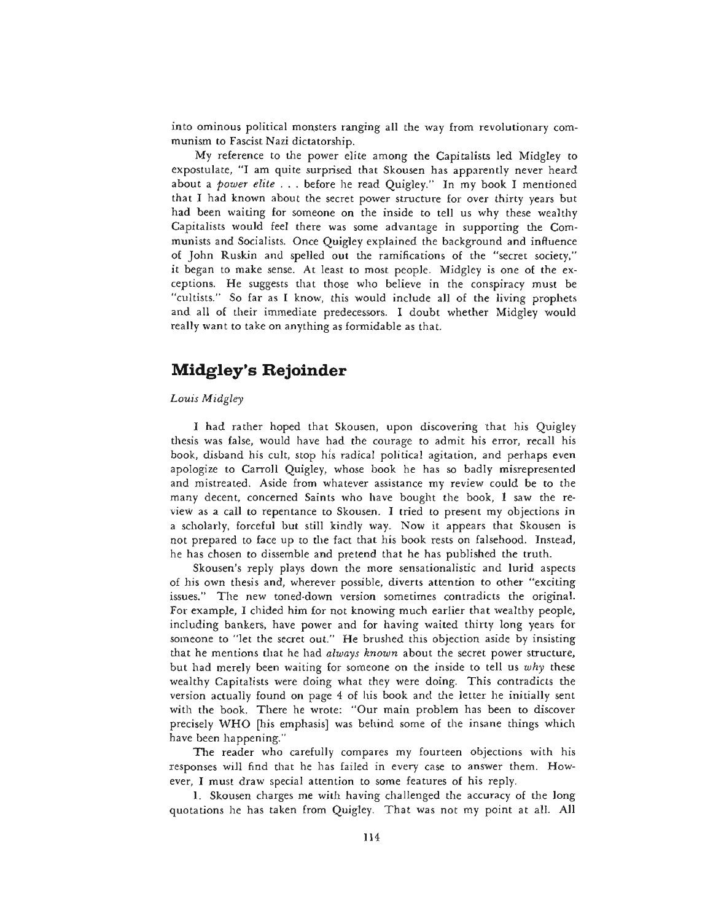into ominous political monsters ranging all the way from revolutionary communism to Fascist Nazi dictatorship.

My reference to the power elite among the Capitalists led Midgley to expostulate, "I am quite surprised that Skousen has apparently never heard about a *power elite* . . . before he read Quigley." In my book I mentioned that I had known about the secret power structure for over thirty years but had been waiting for someone on the inside to tell us why these wealthy Capitalists would feel there was some advantage in supporting the Communists and Socialists. Once Quigley explained the background and influence of John Ruskin and spelled out the ramifications of the "secret society," it began to make sense. At least to most people. Midgley is one of the exceptions. He suggests that those who believe in the conspiracy must be "cultists." So far as I know, this would include all of the living prophets and all of their immediate predecessors. I doubt whether Midgley would really want to take on anything as formidable as that.

## Midgley's Rejoinder

*Louis Midgley*

I had rather hoped that Skousen, upon discovering that his Quigley thesis was false, would have had the courage to admit his error, recall his book, disband his cult, stop his radical political agitation, and perhaps even apologize to Carroll Quigley, whose book he has so badly misrepresented and mistreated. Aside from whatever assistance my review could be to the many decent, concerned Saints who have bought the book, I saw the review as a call to repentance to Skousen. I tried to present my objections in a scholarly, forceful but still kindly way. Now it appears that Skousen is not prepared to face up to the fact that his book rests on falsehood. Instead, he has chosen to dissemble and pretend that he has published the truth.

Skousen's reply plays down the more sensationalistic and lurid aspects of his own thesis and, wherever possible, diverts attention to other "exciting issues." The new toned-down version sometimes contradicts the original. For example, I chided him for not knowing much earlier that wealthy people, including bankers, have power and for having waited thirty long years for someone to "let the secret out." He brushed this objection aside by insisting that he mentions that he had *always known* about the secret power structure, but had merely been waiting for someone on the inside to tell us *why* these wealthy Capitalists were doing what they were doing. This contradicts the version actually found on page 4 of his book and the letter he initially sent with the book. There he wrote: "Our main problem has been to discover precisely WHO [his emphasis] was behind some of the insane things which have been happening."

The reader who carefully compares my fourteen objections with his responses will find that he has failed in every case to answer them. However, I must draw special attention to some features of his reply.

1. Skousen charges me with having challenged the accuracy of the long quotations he has taken from Quigley. That was not my point at all. All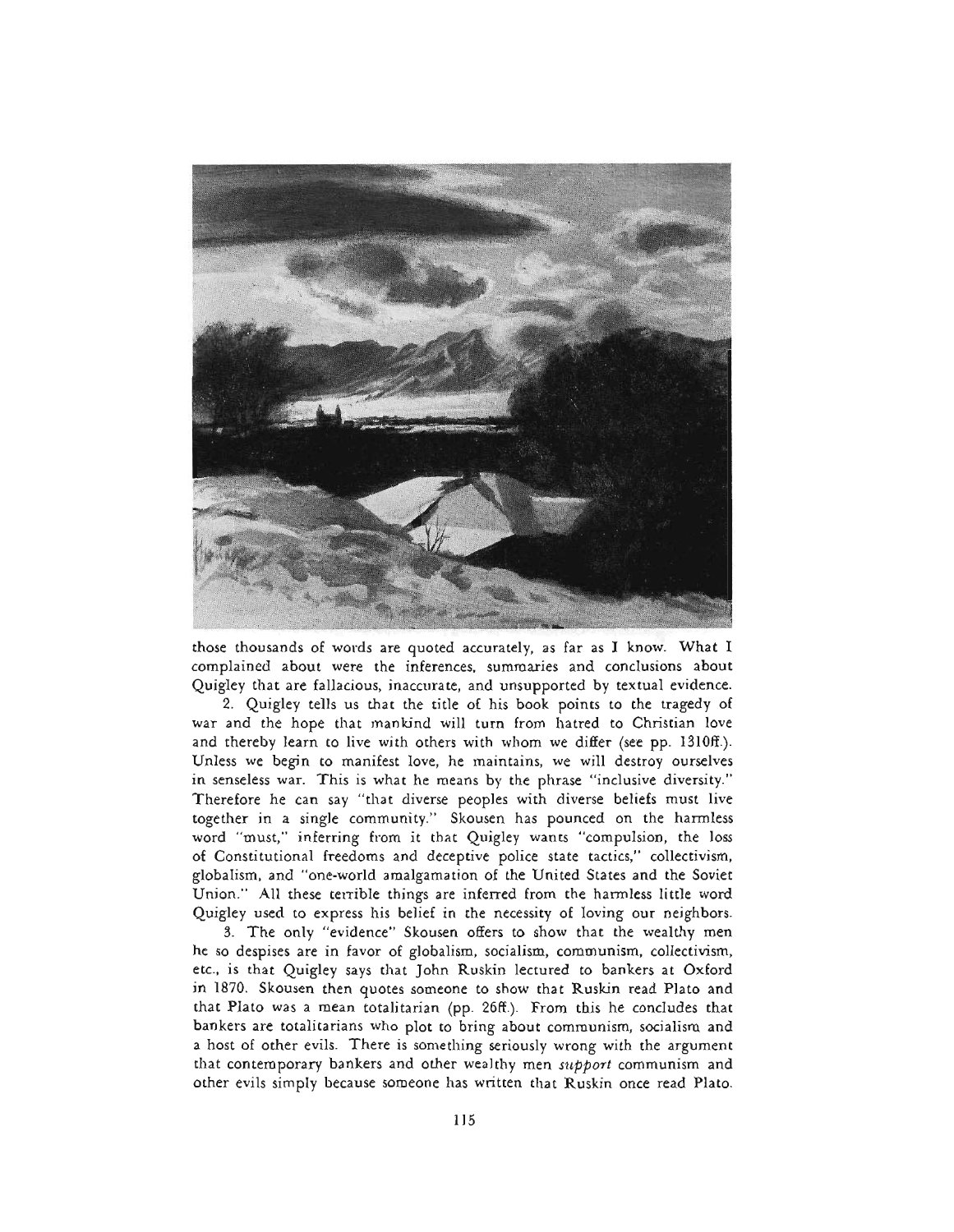those thousands of words are quoted accurately, as far as I know. What I complained about were the inferences, summaries and conclusions about Quigley that are fallacious, inaccurate, and unsupported by textual evidence.

2. Quigley tells us that the title of his book points to the tragedy of war and the hope that mankind will turn from hatred to Christian love and thereby learn to live with others with whom we differ (see pp. 1310ff.). Unless we begin to manifest love, he maintains, we will destroy ourselves in senseless war. This is what he means by the phrase "inclusive diversity." Therefore he can say "that diverse peoples with diverse beliefs must live together in a single community." Skousen has pounced on the harmless word "must," inferring from it that Quigley wants "compulsion, the loss of Constitutional freedoms and deceptive police state tactics," collectivism, globalism, and "one-world amalgamation of the United States and the Soviet Union." All these terrible things are inferred from the harmless little word Quigley used to express his belief in the necessity of loving our neighbors.

3. The only "evidence" Skousen offers to show that the wealthy men he so despises are in favor of globalism, socialism, communism, collectivism, etc., is that Quigley says that John Ruskin lectured to bankers at Oxford in 1870. Skousen then quotes someone to show that Ruskin read Plato and that Plato was a mean totalitarian (pp. 26ff.). From this he concludes that bankers are totalitarians who plot to bring about communism, socialism and a host of other evils. There is something seriously wrong with the argument that contemporary bankers and other wealthy men *support* communism and other evils simply because someone has written that Ruskin once read Plato.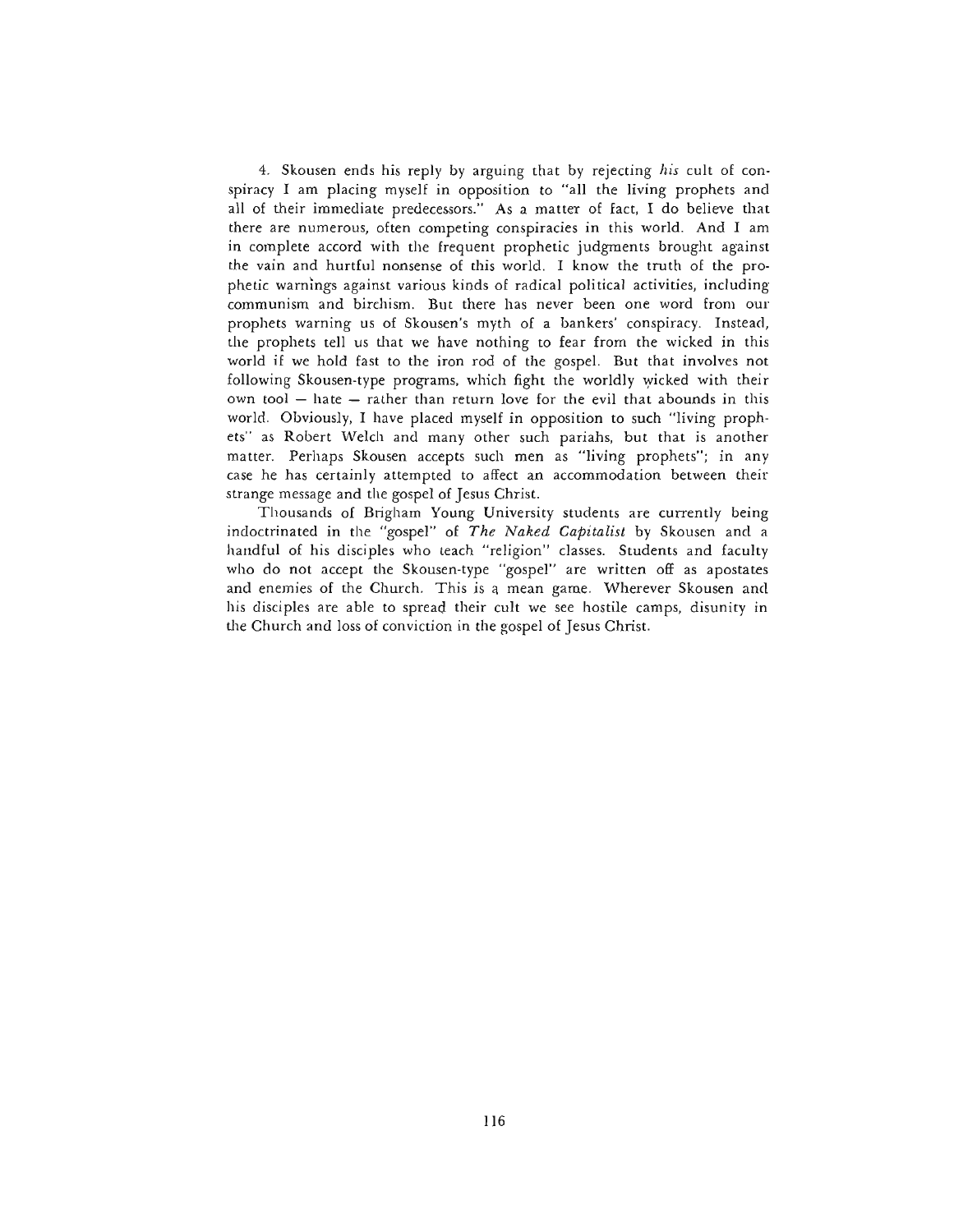4. Skousen ends his reply by arguing that by rejecting *his* cult of conspiracy I am placing myself in opposition to "all the living prophets and all of their immediate predecessors." As a matter of fact, I do believe that there are numerous, often competing conspiracies in this world. And I am in complete accord with the frequent prophetic judgments brought against the vain and hurtful nonsense of this world. I know the truth of the prophetic warnings against various kinds of radical political activities, including communism and birchism. But there has never been one word from our prophets warning us of Skousen's myth of a bankers' conspiracy. Instead, the prophets tell us that we have nothing to fear from the wicked in this world if we hold fast to the iron rod of the gospel. But that involves not following Skousen-type programs, which fight the worldly wicked with their own tool — hate — rather than return love for the evil that abounds in this world. Obviously, I have placed myself in opposition to such "living prophets" as Robert Welch and many other such pariahs, but that is another matter. Perhaps Skousen accepts such men as "living prophets"; in any case he has certainly attempted to affect an accommodation between their strange message and the gospel of Jesus Christ.

Thousands of Brigham Young University students are currently being indoctrinated in the "gospel" of *The Naked Capitalist* by Skousen and a handful of his disciples who teach "religion" classes. Students and faculty who do not accept the Skousen-type "gospel" are written off as apostates and enemies of the Church. This is a mean game. Wherever Skousen and his disciples are able to spread their cult we see hostile camps, disunity in the Church and loss of conviction in the gospel of Jesus Christ.